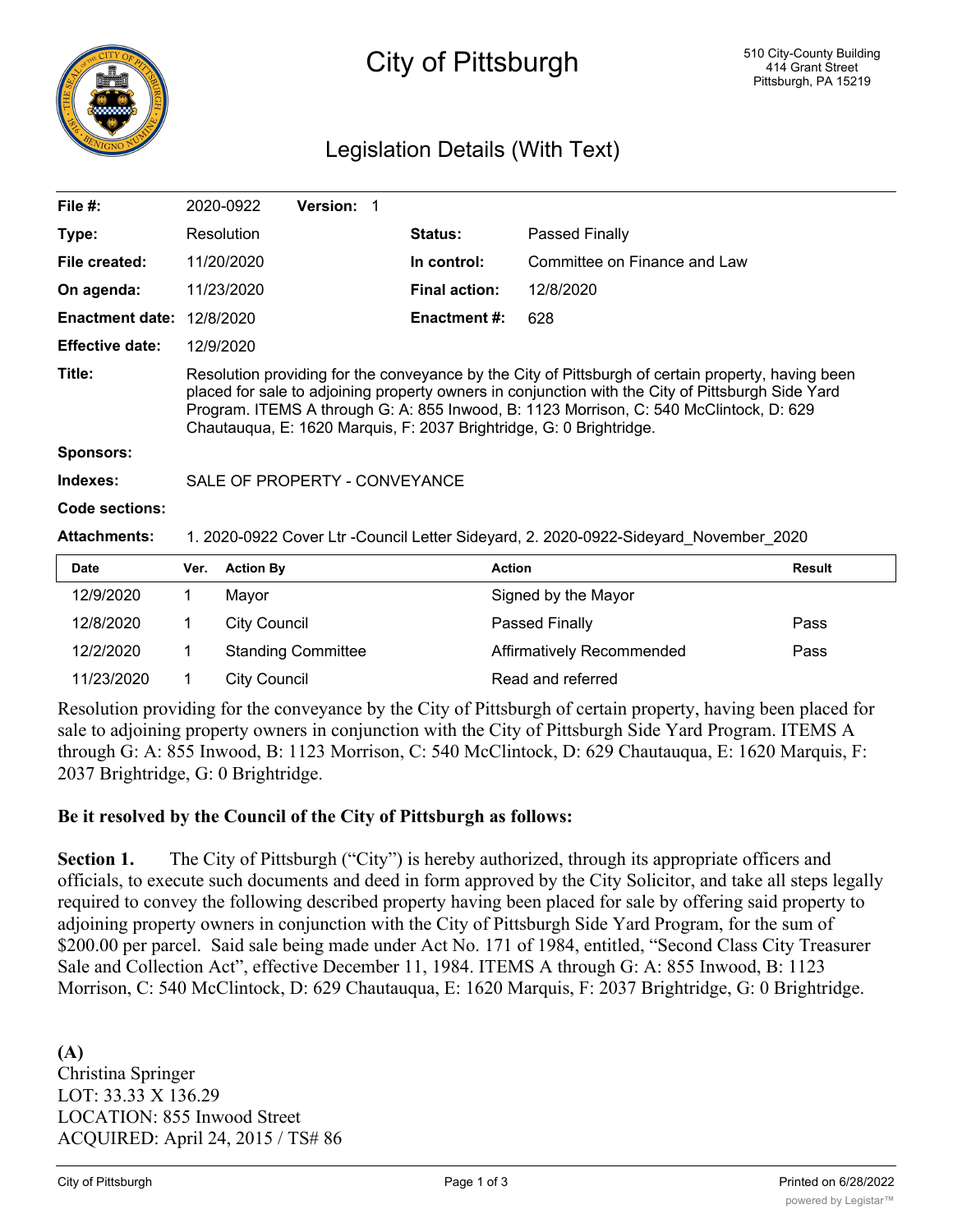# City of Pittsburgh

510 City-County Building
414 Grant Street
Pittsburgh, PA 15219

## Legislation Details (With Text)

| | | | |
|---|---|---|---|
| **File #:** | 2020-0922 **Version:** 1 | | |
| **Type:** | Resolution | **Status:** | Passed Finally |
| **File created:** | 11/20/2020 | **In control:** | Committee on Finance and Law |
| **On agenda:** | 11/23/2020 | **Final action:** | 12/8/2020 |
| **Enactment date:** | 12/8/2020 | **Enactment #:** | 628 |
| **Effective date:** | 12/9/2020 | | |

**Title:** Resolution providing for the conveyance by the City of Pittsburgh of certain property, having been placed for sale to adjoining property owners in conjunction with the City of Pittsburgh Side Yard Program. ITEMS A through G: A: 855 Inwood, B: 1123 Morrison, C: 540 McClintock, D: 629 Chautauqua, E: 1620 Marquis, F: 2037 Brightridge, G: 0 Brightridge.

**Sponsors:**

**Indexes:** SALE OF PROPERTY - CONVEYANCE

**Code sections:**

**Attachments:** 1. 2020-0922 Cover Ltr -Council Letter Sideyard, 2. 2020-0922-Sideyard_November_2020

| Date | Ver. | Action By | Action | Result |
|---|---|---|---|---|
| 12/9/2020 | 1 | Mayor | Signed by the Mayor | |
| 12/8/2020 | 1 | City Council | Passed Finally | Pass |
| 12/2/2020 | 1 | Standing Committee | Affirmatively Recommended | Pass |
| 11/23/2020 | 1 | City Council | Read and referred | |

Resolution providing for the conveyance by the City of Pittsburgh of certain property, having been placed for sale to adjoining property owners in conjunction with the City of Pittsburgh Side Yard Program. ITEMS A through G: A: 855 Inwood, B: 1123 Morrison, C: 540 McClintock, D: 629 Chautauqua, E: 1620 Marquis, F: 2037 Brightridge, G: 0 Brightridge.

**Be it resolved by the Council of the City of Pittsburgh as follows:**

**Section 1.** The City of Pittsburgh ("City") is hereby authorized, through its appropriate officers and officials, to execute such documents and deed in form approved by the City Solicitor, and take all steps legally required to convey the following described property having been placed for sale by offering said property to adjoining property owners in conjunction with the City of Pittsburgh Side Yard Program, for the sum of $200.00 per parcel. Said sale being made under Act No. 171 of 1984, entitled, "Second Class City Treasurer Sale and Collection Act", effective December 11, 1984. ITEMS A through G: A: 855 Inwood, B: 1123 Morrison, C: 540 McClintock, D: 629 Chautauqua, E: 1620 Marquis, F: 2037 Brightridge, G: 0 Brightridge.

**(A)**
Christina Springer
LOT: 33.33 X 136.29
LOCATION: 855 Inwood Street
ACQUIRED: April 24, 2015 / TS# 86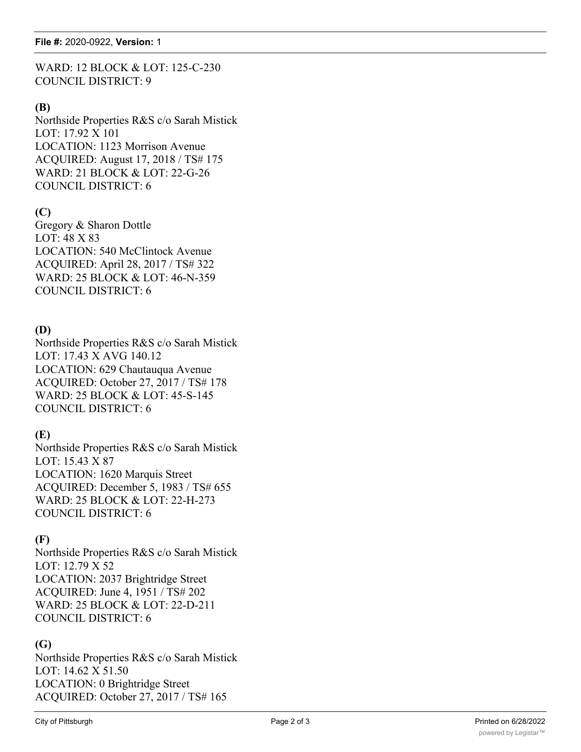WARD: 12 BLOCK & LOT: 125-C-230
COUNCIL DISTRICT: 9

**(B)**
Northside Properties R&S c/o Sarah Mistick
LOT: 17.92 X 101
LOCATION: 1123 Morrison Avenue
ACQUIRED: August 17, 2018 / TS# 175
WARD: 21 BLOCK & LOT: 22-G-26
COUNCIL DISTRICT: 6

**(C)**
Gregory & Sharon Dottle
LOT: 48 X 83
LOCATION: 540 McClintock Avenue
ACQUIRED: April 28, 2017 / TS# 322
WARD: 25 BLOCK & LOT: 46-N-359
COUNCIL DISTRICT: 6

**(D)**
Northside Properties R&S c/o Sarah Mistick
LOT: 17.43 X AVG 140.12
LOCATION: 629 Chautauqua Avenue
ACQUIRED: October 27, 2017 / TS# 178
WARD: 25 BLOCK & LOT: 45-S-145
COUNCIL DISTRICT: 6

**(E)**
Northside Properties R&S c/o Sarah Mistick
LOT: 15.43 X 87
LOCATION: 1620 Marquis Street
ACQUIRED: December 5, 1983 / TS# 655
WARD: 25 BLOCK & LOT: 22-H-273
COUNCIL DISTRICT: 6

**(F)**
Northside Properties R&S c/o Sarah Mistick
LOT: 12.79 X 52
LOCATION: 2037 Brightridge Street
ACQUIRED: June 4, 1951 / TS# 202
WARD: 25 BLOCK & LOT: 22-D-211
COUNCIL DISTRICT: 6

**(G)**
Northside Properties R&S c/o Sarah Mistick
LOT: 14.62 X 51.50
LOCATION: 0 Brightridge Street
ACQUIRED: October 27, 2017 / TS# 165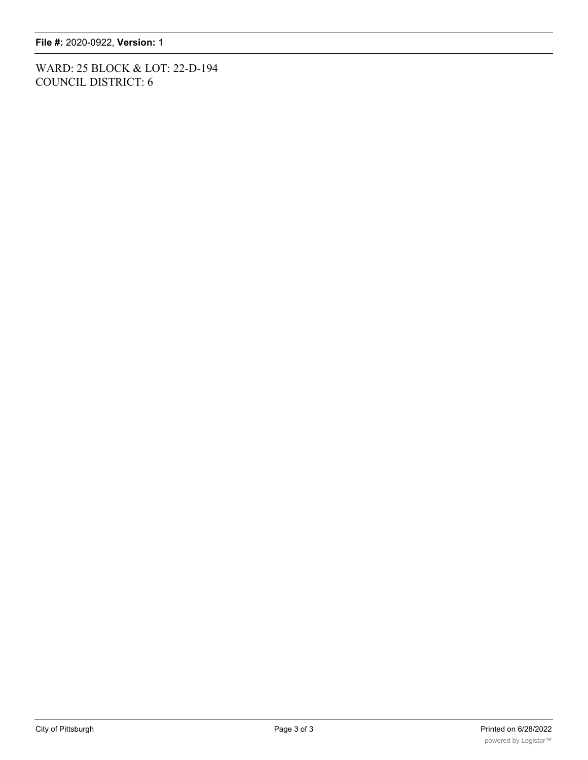WARD: 25 BLOCK & LOT: 22-D-194
COUNCIL DISTRICT: 6